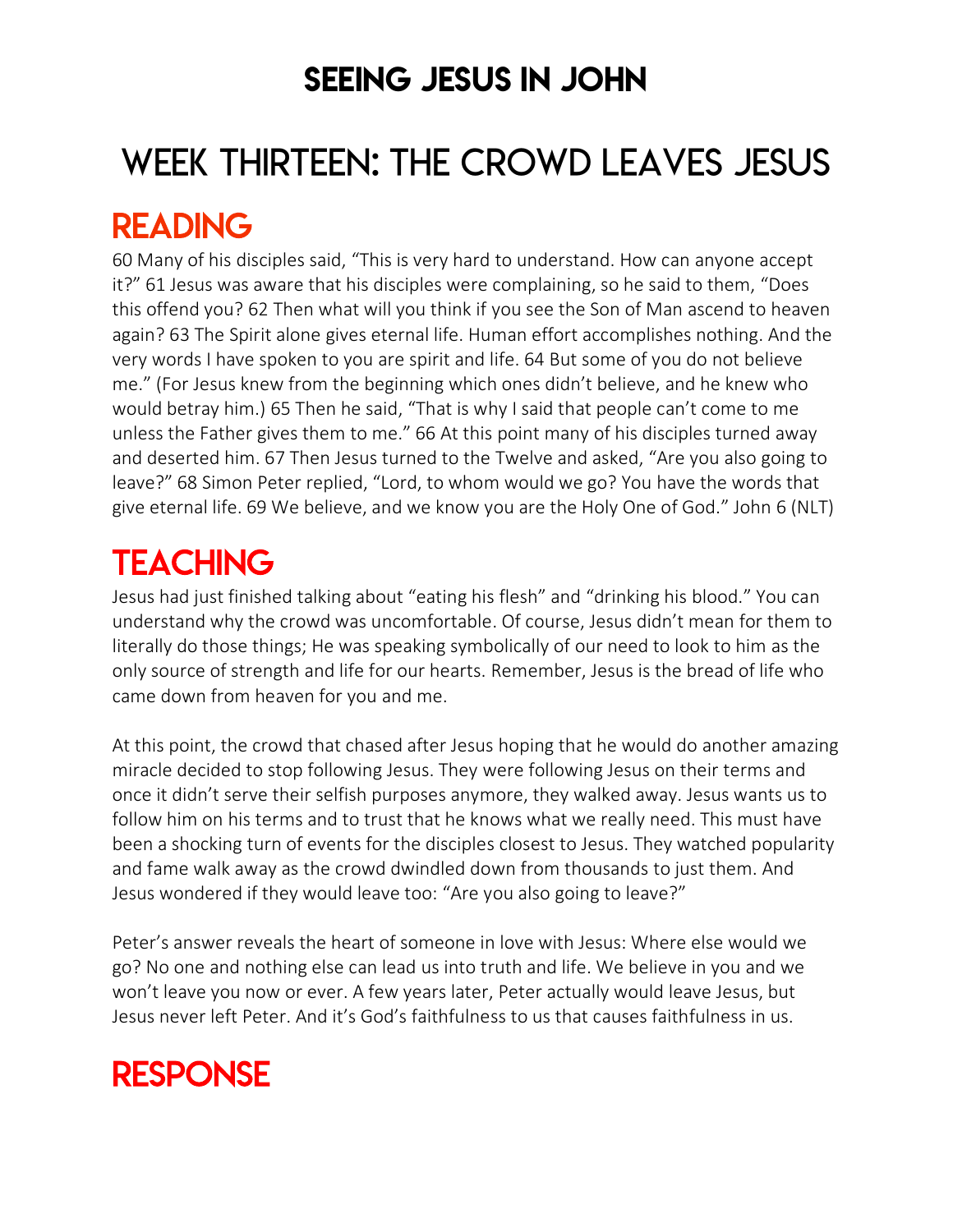# SEEING JESUS IN JOHN

# WEEK THIRTEEN: THE CROWD LEAVES JESUS

## READING

60 Many of his disciples said, “This is very hard to understand. How can anyone accept it?” 61 Jesus was aware that his disciples were complaining, so he said to them, “Does this offend you? 62 Then what will you think if you see the Son of Man ascend to heaven again? 63 The Spirit alone gives eternal life. Human effort accomplishes nothing. And the very words I have spoken to you are spirit and life. 64 But some of you do not believe me.” (For Jesus knew from the beginning which ones didn’t believe, and he knew who would betray him.) 65 Then he said, “That is why I said that people can’t come to me unless the Father gives them to me.” 66 At this point many of his disciples turned away and deserted him. 67 Then Jesus turned to the Twelve and asked, “Are you also going to leave?” 68 Simon Peter replied, “Lord, to whom would we go? You have the words that give eternal life. 69 We believe, and we know you are the Holy One of God.” John 6 (NLT)

## TEACHING

Jesus had just finished talking about “eating his flesh” and “drinking his blood.” You can understand why the crowd was uncomfortable. Of course, Jesus didn’t mean for them to literally do those things; He was speaking symbolically of our need to look to him as the only source of strength and life for our hearts. Remember, Jesus is the bread of life who came down from heaven for you and me.

At this point, the crowd that chased after Jesus hoping that he would do another amazing miracle decided to stop following Jesus. They were following Jesus on their terms and once it didn’t serve their selfish purposes anymore, they walked away. Jesus wants us to follow him on his terms and to trust that he knows what we really need. This must have been a shocking turn of events for the disciples closest to Jesus. They watched popularity and fame walk away as the crowd dwindled down from thousands to just them. And Jesus wondered if they would leave too: “Are you also going to leave?”

Peter’s answer reveals the heart of someone in love with Jesus: Where else would we go? No one and nothing else can lead us into truth and life. We believe in you and we won’t leave you now or ever. A few years later, Peter actually would leave Jesus, but Jesus never left Peter. And it’s God’s faithfulness to us that causes faithfulness in us.

## RESPONSE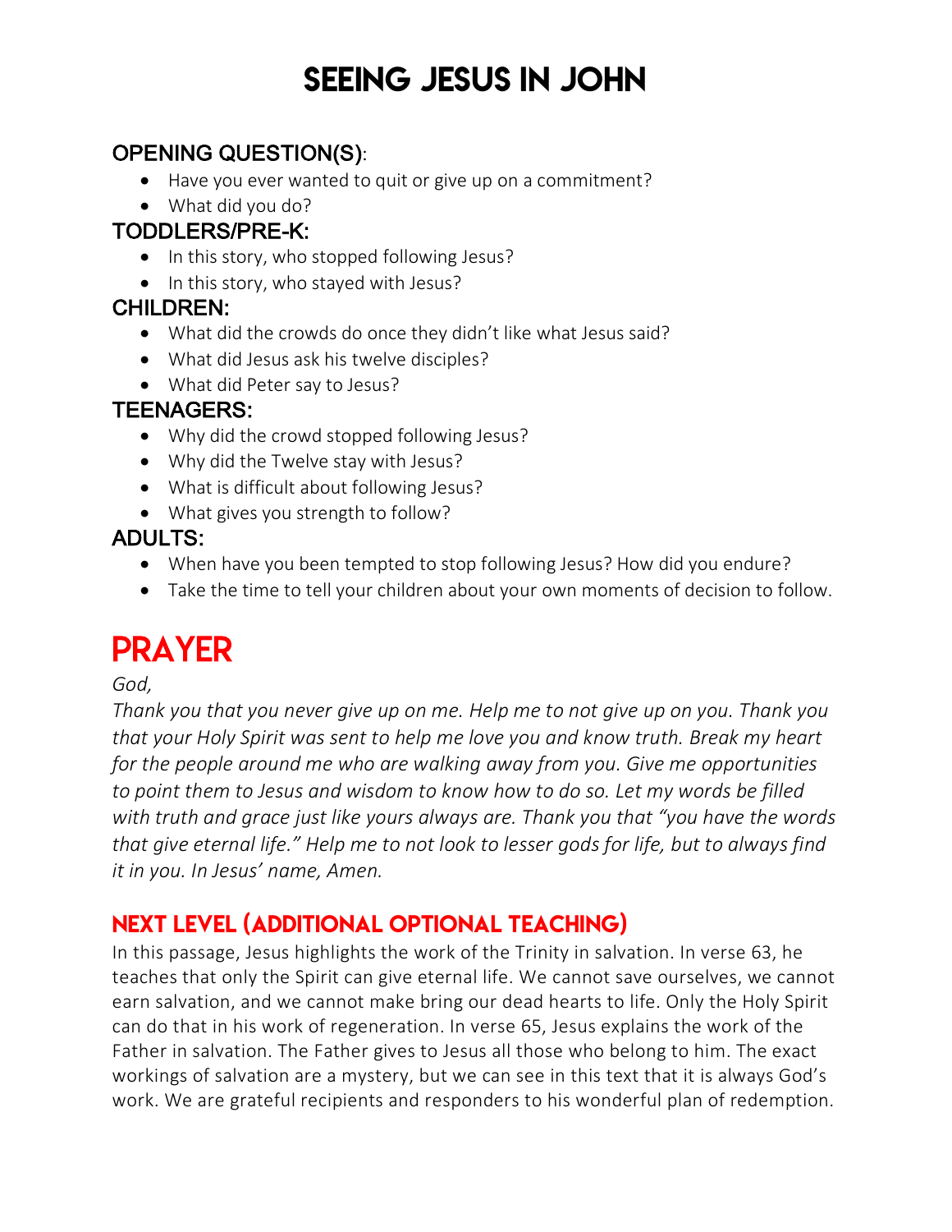# SEEING JESUS IN JOHN

## OPENING QUESTION(S):

- Have you ever wanted to quit or give up on a commitment?
- What did you do?

## TODDLERS/PRE-K:

- In this story, who stopped following Jesus?
- In this story, who stayed with Jesus?

## CHILDREN:

- What did the crowds do once they didn't like what Jesus said?
- What did Jesus ask his twelve disciples?
- What did Peter say to Jesus?

## TEENAGERS:

- Why did the crowd stopped following Jesus?
- Why did the Twelve stay with Jesus?
- What is difficult about following Jesus?
- What gives you strength to follow?

## ADULTS:

- When have you been tempted to stop following Jesus? How did you endure?
- Take the time to tell your children about your own moments of decision to follow.

# PRAYER

*God,*
*Thank you that you never give up on me. Help me to not give up on you. Thank you that your Holy Spirit was sent to help me love you and know truth. Break my heart for the people around me who are walking away from you. Give me opportunities to point them to Jesus and wisdom to know how to do so. Let my words be filled with truth and grace just like yours always are. Thank you that "you have the words that give eternal life." Help me to not look to lesser gods for life, but to always find it in you. In Jesus' name, Amen.*

## NEXT LEVEL (ADDITIONAL OPTIONAL TEACHING)

In this passage, Jesus highlights the work of the Trinity in salvation. In verse 63, he teaches that only the Spirit can give eternal life. We cannot save ourselves, we cannot earn salvation, and we cannot make bring our dead hearts to life. Only the Holy Spirit can do that in his work of regeneration. In verse 65, Jesus explains the work of the Father in salvation. The Father gives to Jesus all those who belong to him. The exact workings of salvation are a mystery, but we can see in this text that it is always God's work. We are grateful recipients and responders to his wonderful plan of redemption.